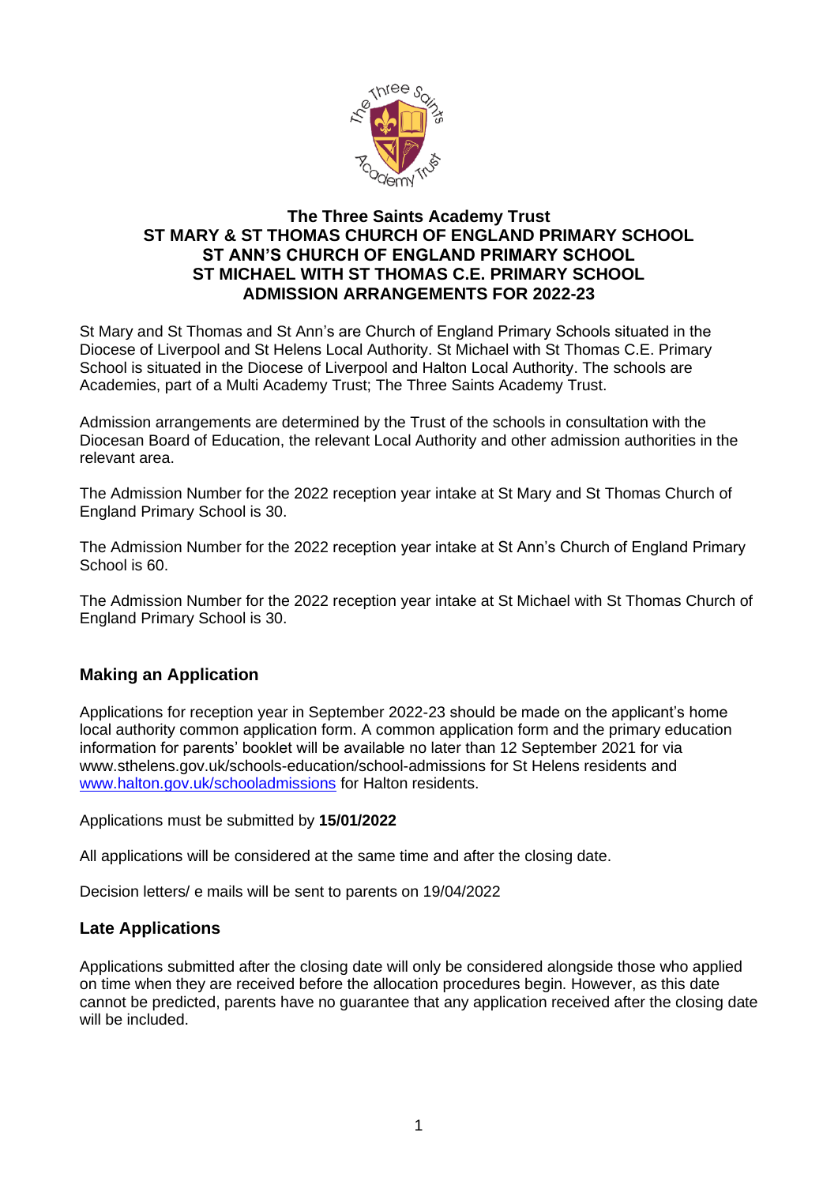# The Three Saints Academy Trust
# ST MARY & ST THOMAS CHURCH OF ENGLAND PRIMARY SCHOOL
# ST ANN'S CHURCH OF ENGLAND PRIMARY SCHOOL
# ST MICHAEL WITH ST THOMAS C.E. PRIMARY SCHOOL
# ADMISSION ARRANGEMENTS FOR 2022-23

St Mary and St Thomas and St Ann's are Church of England Primary Schools situated in the Diocese of Liverpool and St Helens Local Authority. St Michael with St Thomas C.E. Primary School is situated in the Diocese of Liverpool and Halton Local Authority. The schools are Academies, part of a Multi Academy Trust; The Three Saints Academy Trust.

Admission arrangements are determined by the Trust of the schools in consultation with the Diocesan Board of Education, the relevant Local Authority and other admission authorities in the relevant area.

The Admission Number for the 2022 reception year intake at St Mary and St Thomas Church of England Primary School is 30.

The Admission Number for the 2022 reception year intake at St Ann's Church of England Primary School is 60.

The Admission Number for the 2022 reception year intake at St Michael with St Thomas Church of England Primary School is 30.

## Making an Application

Applications for reception year in September 2022-23 should be made on the applicant's home local authority common application form. A common application form and the primary education information for parents' booklet will be available no later than 12 September 2021 for via www.sthelens.gov.uk/schools-education/school-admissions for St Helens residents and [www.halton.gov.uk/schooladmissions](www.halton.gov.uk/schooladmissions) for Halton residents.

Applications must be submitted by **15/01/2022**

All applications will be considered at the same time and after the closing date.

Decision letters/ e mails will be sent to parents on 19/04/2022

## Late Applications

Applications submitted after the closing date will only be considered alongside those who applied on time when they are received before the allocation procedures begin. However, as this date cannot be predicted, parents have no guarantee that any application received after the closing date will be included.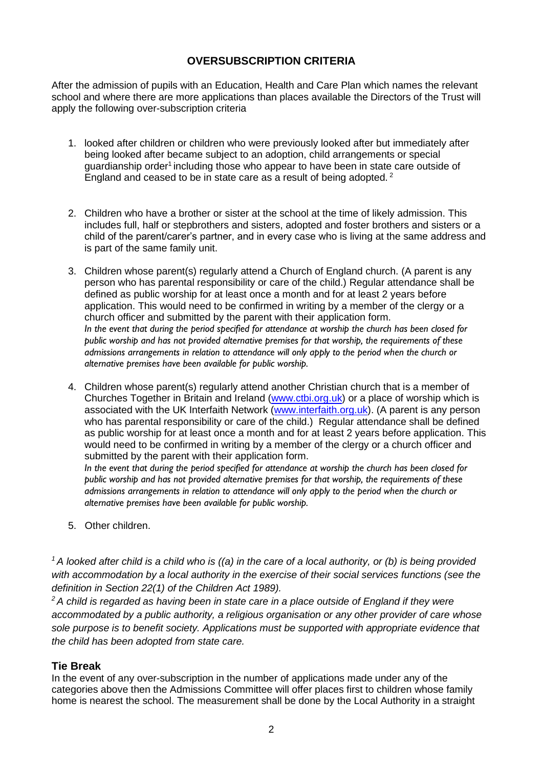## OVERSUBSCRIPTION CRITERIA

After the admission of pupils with an Education, Health and Care Plan which names the relevant school and where there are more applications than places available the Directors of the Trust will apply the following over-subscription criteria

1. looked after children or children who were previously looked after but immediately after being looked after became subject to an adoption, child arrangements or special guardianship order[1] including those who appear to have been in state care outside of England and ceased to be in state care as a result of being adopted. [2]

2. Children who have a brother or sister at the school at the time of likely admission. This includes full, half or stepbrothers and sisters, adopted and foster brothers and sisters or a child of the parent/carer's partner, and in every case who is living at the same address and is part of the same family unit.

3. Children whose parent(s) regularly attend a Church of England church. (A parent is any person who has parental responsibility or care of the child.) Regular attendance shall be defined as public worship for at least once a month and for at least 2 years before application. This would need to be confirmed in writing by a member of the clergy or a church officer and submitted by the parent with their application form.
   *In the event that during the period specified for attendance at worship the church has been closed for public worship and has not provided alternative premises for that worship, the requirements of these admissions arrangements in relation to attendance will only apply to the period when the church or alternative premises have been available for public worship.*

4. Children whose parent(s) regularly attend another Christian church that is a member of Churches Together in Britain and Ireland (www.ctbi.org.uk) or a place of worship which is associated with the UK Interfaith Network (www.interfaith.org.uk). (A parent is any person who has parental responsibility or care of the child.) Regular attendance shall be defined as public worship for at least once a month and for at least 2 years before application. This would need to be confirmed in writing by a member of the clergy or a church officer and submitted by the parent with their application form.
   *In the event that during the period specified for attendance at worship the church has been closed for public worship and has not provided alternative premises for that worship, the requirements of these admissions arrangements in relation to attendance will only apply to the period when the church or alternative premises have been available for public worship.*

5. Other children.

*[1] A looked after child is a child who is ((a) in the care of a local authority, or (b) is being provided with accommodation by a local authority in the exercise of their social services functions (see the definition in Section 22(1) of the Children Act 1989).*

*[2] A child is regarded as having been in state care in a place outside of England if they were accommodated by a public authority, a religious organisation or any other provider of care whose sole purpose is to benefit society. Applications must be supported with appropriate evidence that the child has been adopted from state care.*

### Tie Break

In the event of any over-subscription in the number of applications made under any of the categories above then the Admissions Committee will offer places first to children whose family home is nearest the school. The measurement shall be done by the Local Authority in a straight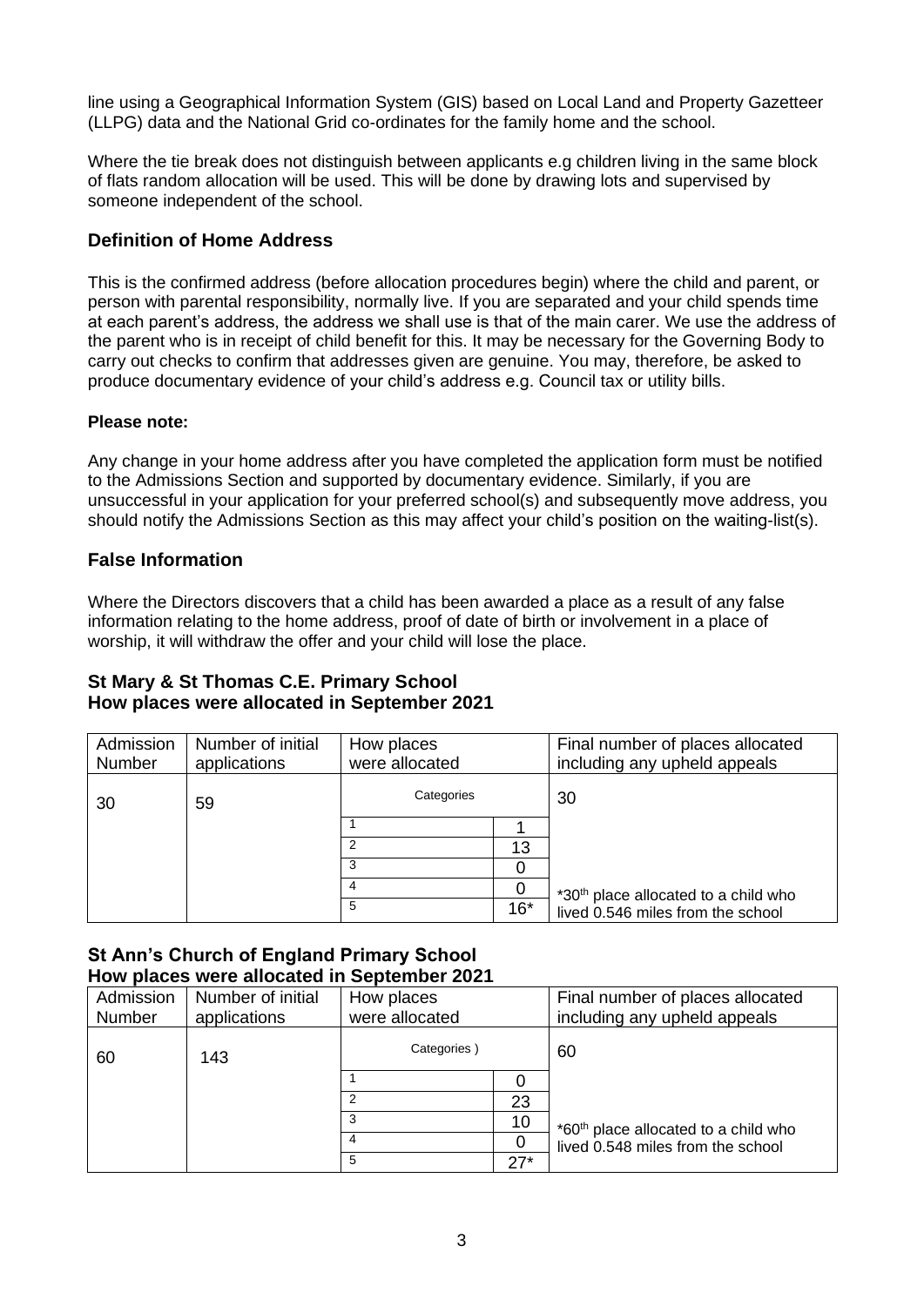line using a Geographical Information System (GIS) based on Local Land and Property Gazetteer (LLPG) data and the National Grid co-ordinates for the family home and the school.

Where the tie break does not distinguish between applicants e.g children living in the same block of flats random allocation will be used. This will be done by drawing lots and supervised by someone independent of the school.

## Definition of Home Address

This is the confirmed address (before allocation procedures begin) where the child and parent, or person with parental responsibility, normally live. If you are separated and your child spends time at each parent's address, the address we shall use is that of the main carer. We use the address of the parent who is in receipt of child benefit for this. It may be necessary for the Governing Body to carry out checks to confirm that addresses given are genuine. You may, therefore, be asked to produce documentary evidence of your child's address e.g. Council tax or utility bills.

**Please note:**

Any change in your home address after you have completed the application form must be notified to the Admissions Section and supported by documentary evidence. Similarly, if you are unsuccessful in your application for your preferred school(s) and subsequently move address, you should notify the Admissions Section as this may affect your child's position on the waiting-list(s).

## False Information

Where the Directors discovers that a child has been awarded a place as a result of any false information relating to the home address, proof of date of birth or involvement in a place of worship, it will withdraw the offer and your child will lose the place.

### St Mary & St Thomas C.E. Primary School
### How places were allocated in September 2021

| Admission Number | Number of initial applications | How places were allocated | | Final number of places allocated including any upheld appeals |
|---|---|---|---|---|
| 30 | 59 | Categories | | 30 |
| | | 1 | 1 | |
| | | 2 | 13 | |
| | | 3 | 0 | |
| | | 4 | 0 | *30th place allocated to a child who lived 0.546 miles from the school |
| | | 5 | 16* | |

### St Ann's Church of England Primary School
### How places were allocated in September 2021

| Admission Number | Number of initial applications | How places were allocated | | Final number of places allocated including any upheld appeals |
|---|---|---|---|---|
| 60 | 143 | Categories ) | | 60 |
| | | 1 | 0 | |
| | | 2 | 23 | |
| | | 3 | 10 | *60th place allocated to a child who lived 0.548 miles from the school |
| | | 4 | 0 | |
| | | 5 | 27* | |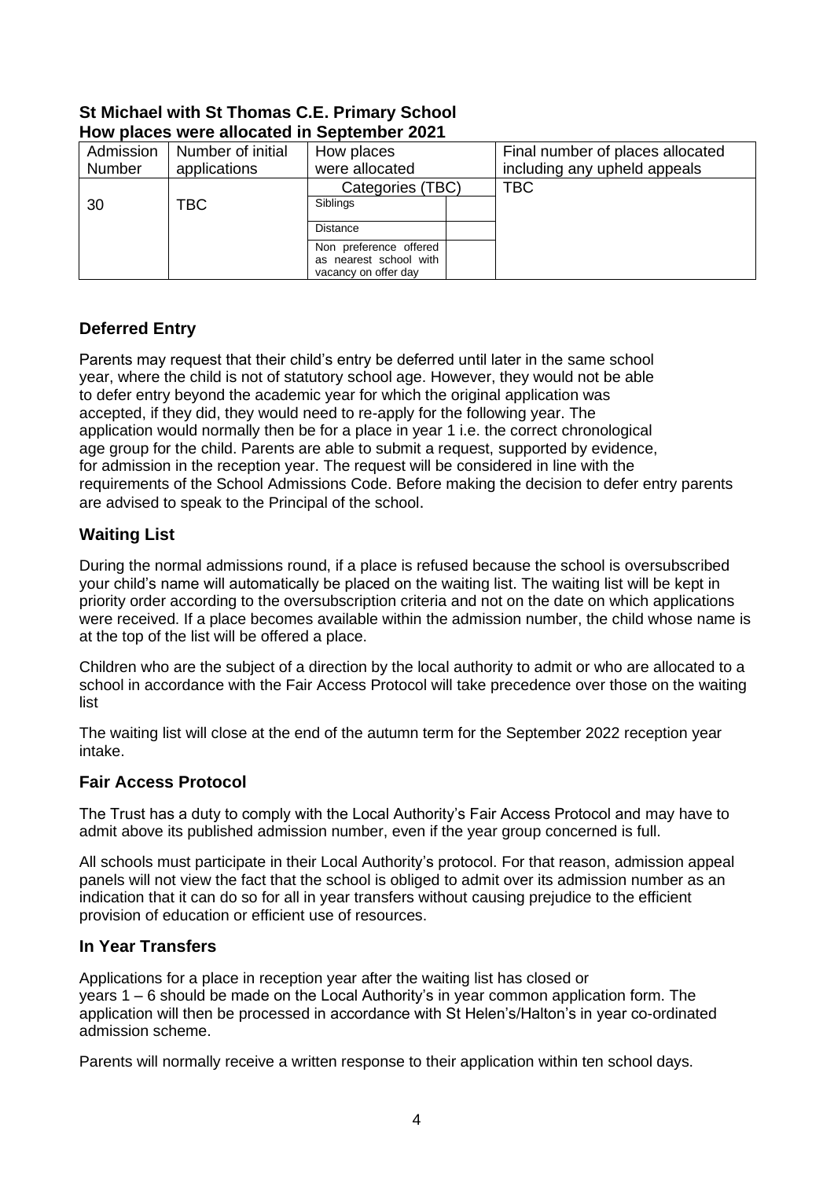**St Michael with St Thomas C.E. Primary School**
**How places were allocated in September 2021**

| Admission Number | Number of initial applications | How places were allocated | | Final number of places allocated including any upheld appeals |
|---|---|---|---|---|
| 30 | TBC | Categories (TBC) | | TBC |
| | | Siblings | | |
| | | Distance | | |
| | | Non preference offered as nearest school with vacancy on offer day | | |

## Deferred Entry

Parents may request that their child's entry be deferred until later in the same school year, where the child is not of statutory school age. However, they would not be able to defer entry beyond the academic year for which the original application was accepted, if they did, they would need to re-apply for the following year. The application would normally then be for a place in year 1 i.e. the correct chronological age group for the child. Parents are able to submit a request, supported by evidence, for admission in the reception year. The request will be considered in line with the requirements of the School Admissions Code. Before making the decision to defer entry parents are advised to speak to the Principal of the school.

## Waiting List

During the normal admissions round, if a place is refused because the school is oversubscribed your child's name will automatically be placed on the waiting list. The waiting list will be kept in priority order according to the oversubscription criteria and not on the date on which applications were received. If a place becomes available within the admission number, the child whose name is at the top of the list will be offered a place.

Children who are the subject of a direction by the local authority to admit or who are allocated to a school in accordance with the Fair Access Protocol will take precedence over those on the waiting list

The waiting list will close at the end of the autumn term for the September 2022 reception year intake.

## Fair Access Protocol

The Trust has a duty to comply with the Local Authority's Fair Access Protocol and may have to admit above its published admission number, even if the year group concerned is full.

All schools must participate in their Local Authority's protocol. For that reason, admission appeal panels will not view the fact that the school is obliged to admit over its admission number as an indication that it can do so for all in year transfers without causing prejudice to the efficient provision of education or efficient use of resources.

## In Year Transfers

Applications for a place in reception year after the waiting list has closed or years 1 – 6 should be made on the Local Authority's in year common application form. The application will then be processed in accordance with St Helen's/Halton's in year co-ordinated admission scheme.

Parents will normally receive a written response to their application within ten school days.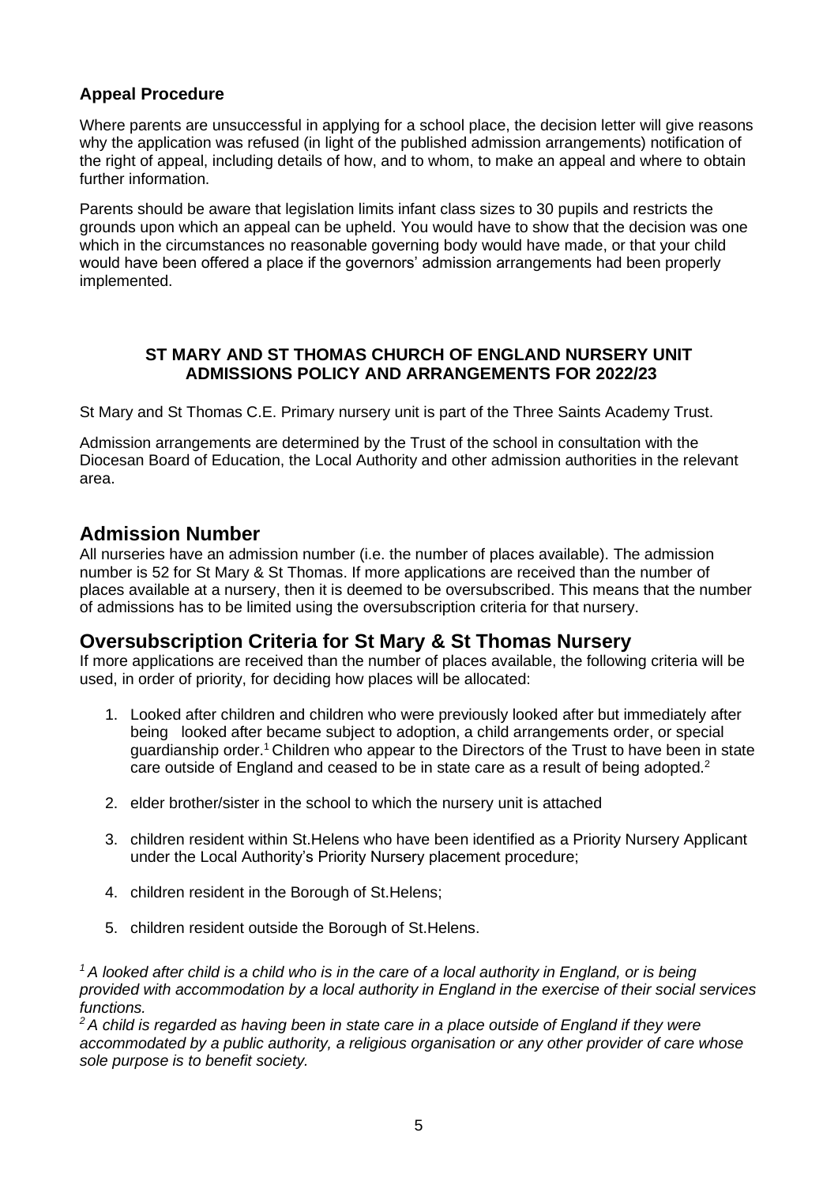### Appeal Procedure

Where parents are unsuccessful in applying for a school place, the decision letter will give reasons why the application was refused (in light of the published admission arrangements) notification of the right of appeal, including details of how, and to whom, to make an appeal and where to obtain further information.

Parents should be aware that legislation limits infant class sizes to 30 pupils and restricts the grounds upon which an appeal can be upheld. You would have to show that the decision was one which in the circumstances no reasonable governing body would have made, or that your child would have been offered a place if the governors' admission arrangements had been properly implemented.

**ST MARY AND ST THOMAS CHURCH OF ENGLAND NURSERY UNIT ADMISSIONS POLICY AND ARRANGEMENTS FOR 2022/23**

St Mary and St Thomas C.E. Primary nursery unit is part of the Three Saints Academy Trust.

Admission arrangements are determined by the Trust of the school in consultation with the Diocesan Board of Education, the Local Authority and other admission authorities in the relevant area.

## Admission Number

All nurseries have an admission number (i.e. the number of places available). The admission number is 52 for St Mary & St Thomas. If more applications are received than the number of places available at a nursery, then it is deemed to be oversubscribed. This means that the number of admissions has to be limited using the oversubscription criteria for that nursery.

## Oversubscription Criteria for St Mary & St Thomas Nursery

If more applications are received than the number of places available, the following criteria will be used, in order of priority, for deciding how places will be allocated:

1. Looked after children and children who were previously looked after but immediately after being looked after became subject to adoption, a child arrangements order, or special guardianship order.[1] Children who appear to the Directors of the Trust to have been in state care outside of England and ceased to be in state care as a result of being adopted.[2]

2. elder brother/sister in the school to which the nursery unit is attached

3. children resident within St.Helens who have been identified as a Priority Nursery Applicant under the Local Authority's Priority Nursery placement procedure;

4. children resident in the Borough of St.Helens;

5. children resident outside the Borough of St.Helens.

*[1] A looked after child is a child who is in the care of a local authority in England, or is being provided with accommodation by a local authority in England in the exercise of their social services functions.*

*[2] A child is regarded as having been in state care in a place outside of England if they were accommodated by a public authority, a religious organisation or any other provider of care whose sole purpose is to benefit society.*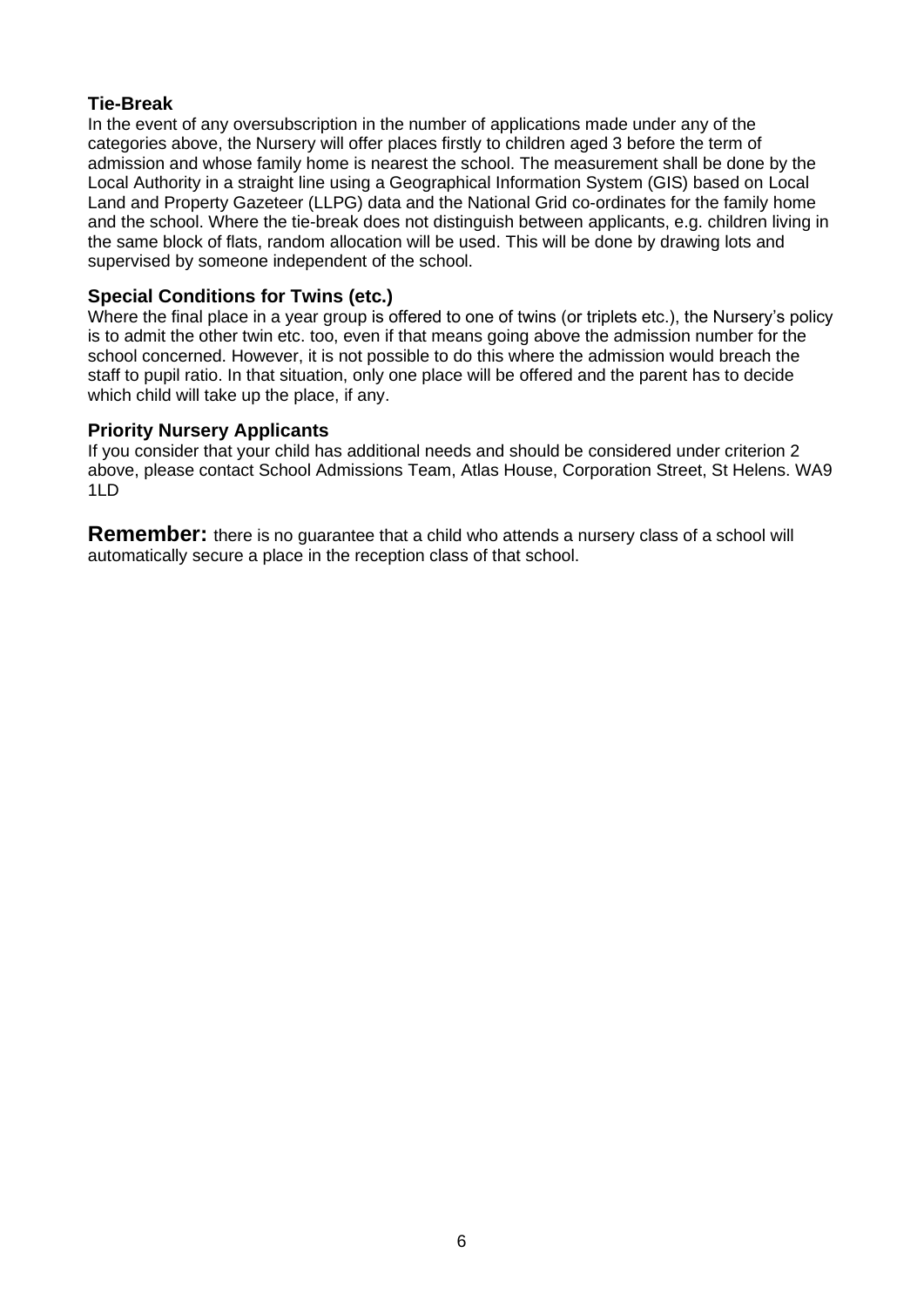### Tie-Break

In the event of any oversubscription in the number of applications made under any of the categories above, the Nursery will offer places firstly to children aged 3 before the term of admission and whose family home is nearest the school. The measurement shall be done by the Local Authority in a straight line using a Geographical Information System (GIS) based on Local Land and Property Gazeteer (LLPG) data and the National Grid co-ordinates for the family home and the school. Where the tie-break does not distinguish between applicants, e.g. children living in the same block of flats, random allocation will be used. This will be done by drawing lots and supervised by someone independent of the school.

### Special Conditions for Twins (etc.)

Where the final place in a year group is offered to one of twins (or triplets etc.), the Nursery's policy is to admit the other twin etc. too, even if that means going above the admission number for the school concerned. However, it is not possible to do this where the admission would breach the staff to pupil ratio. In that situation, only one place will be offered and the parent has to decide which child will take up the place, if any.

### Priority Nursery Applicants

If you consider that your child has additional needs and should be considered under criterion 2 above, please contact School Admissions Team, Atlas House, Corporation Street, St Helens. WA9 1LD

**Remember:** there is no guarantee that a child who attends a nursery class of a school will automatically secure a place in the reception class of that school.